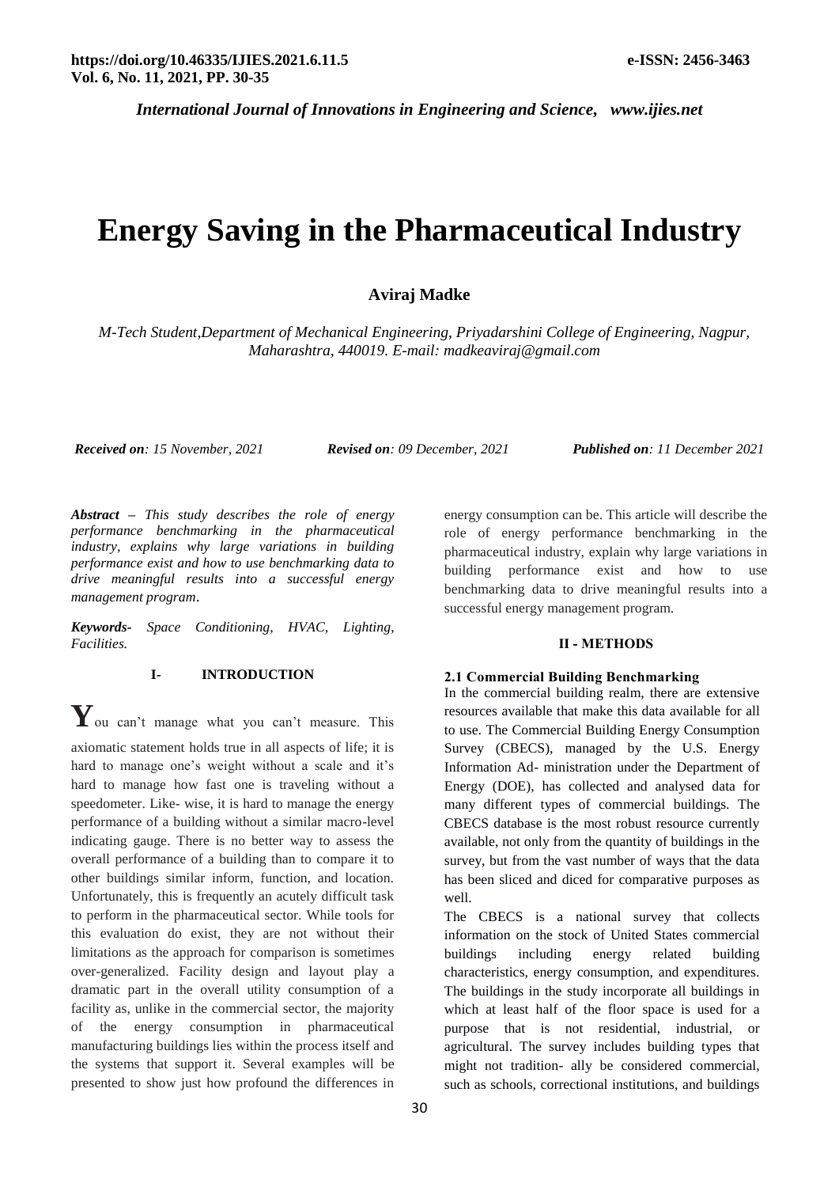# Energy Saving in the Pharmaceutical Industry

**Aviraj Madke**

*M-Tech Student,Department of Mechanical Engineering, Priyadarshini College of Engineering, Nagpur, Maharashtra, 440019. E-mail: madkeaviraj@gmail.com*

***Received on**: 15 November, 2021* ***Revised on**: 09 December, 2021* ***Published on**: 11 December 2021*

***Abstract** – This study describes the role of energy performance benchmarking in the pharmaceutical industry, explains why large variations in building performance exist and how to use benchmarking data to drive meaningful results into a successful energy management program.*

***Keywords**- Space Conditioning, HVAC, Lighting, Facilities.*

## I- INTRODUCTION

You can't manage what you can't measure. This axiomatic statement holds true in all aspects of life; it is hard to manage one's weight without a scale and it's hard to manage how fast one is traveling without a speedometer. Like- wise, it is hard to manage the energy performance of a building without a similar macro-level indicating gauge. There is no better way to assess the overall performance of a building than to compare it to other buildings similar inform, function, and location. Unfortunately, this is frequently an acutely difficult task to perform in the pharmaceutical sector. While tools for this evaluation do exist, they are not without their limitations as the approach for comparison is sometimes over-generalized. Facility design and layout play a dramatic part in the overall utility consumption of a facility as, unlike in the commercial sector, the majority of the energy consumption in pharmaceutical manufacturing buildings lies within the process itself and the systems that support it. Several examples will be presented to show just how profound the differences in energy consumption can be. This article will describe the role of energy performance benchmarking in the pharmaceutical industry, explain why large variations in building performance exist and how to use benchmarking data to drive meaningful results into a successful energy management program.

## II - METHODS

### 2.1 Commercial Building Benchmarking

In the commercial building realm, there are extensive resources available that make this data available for all to use. The Commercial Building Energy Consumption Survey (CBECS), managed by the U.S. Energy Information Ad- ministration under the Department of Energy (DOE), has collected and analysed data for many different types of commercial buildings. The CBECS database is the most robust resource currently available, not only from the quantity of buildings in the survey, but from the vast number of ways that the data has been sliced and diced for comparative purposes as well.

The CBECS is a national survey that collects information on the stock of United States commercial buildings including energy related building characteristics, energy consumption, and expenditures. The buildings in the study incorporate all buildings in which at least half of the floor space is used for a purpose that is not residential, industrial, or agricultural. The survey includes building types that might not tradition- ally be considered commercial, such as schools, correctional institutions, and buildings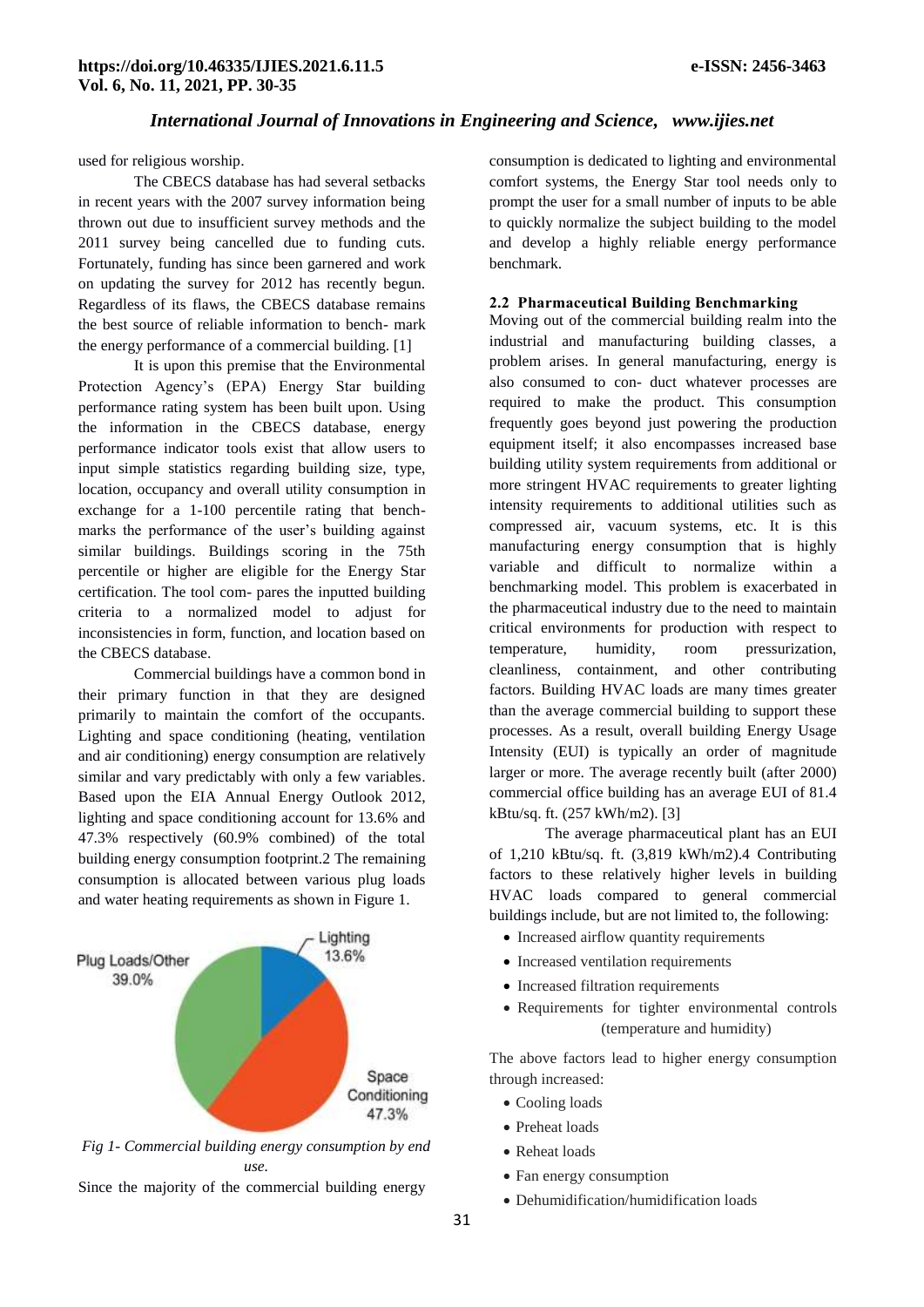used for religious worship.

The CBECS database has had several setbacks in recent years with the 2007 survey information being thrown out due to insufficient survey methods and the 2011 survey being cancelled due to funding cuts. Fortunately, funding has since been garnered and work on updating the survey for 2012 has recently begun. Regardless of its flaws, the CBECS database remains the best source of reliable information to bench- mark the energy performance of a commercial building. [1]

It is upon this premise that the Environmental Protection Agency's (EPA) Energy Star building performance rating system has been built upon. Using the information in the CBECS database, energy performance indicator tools exist that allow users to input simple statistics regarding building size, type, location, occupancy and overall utility consumption in exchange for a 1-100 percentile rating that bench- marks the performance of the user's building against similar buildings. Buildings scoring in the 75th percentile or higher are eligible for the Energy Star certification. The tool com- pares the inputted building criteria to a normalized model to adjust for inconsistencies in form, function, and location based on the CBECS database.

Commercial buildings have a common bond in their primary function in that they are designed primarily to maintain the comfort of the occupants. Lighting and space conditioning (heating, ventilation and air conditioning) energy consumption are relatively similar and vary predictably with only a few variables. Based upon the EIA Annual Energy Outlook 2012, lighting and space conditioning account for 13.6% and 47.3% respectively (60.9% combined) of the total building energy consumption footprint.2 The remaining consumption is allocated between various plug loads and water heating requirements as shown in Figure 1.

Plug Loads/Other 39.0%, Lighting 13.6%, Space Conditioning 47.3%

*Fig 1- Commercial building energy consumption by end use.*

Since the majority of the commercial building energy consumption is dedicated to lighting and environmental comfort systems, the Energy Star tool needs only to prompt the user for a small number of inputs to be able to quickly normalize the subject building to the model and develop a highly reliable energy performance benchmark.

### 2.2 Pharmaceutical Building Benchmarking

Moving out of the commercial building realm into the industrial and manufacturing building classes, a problem arises. In general manufacturing, energy is also consumed to con- duct whatever processes are required to make the product. This consumption frequently goes beyond just powering the production equipment itself; it also encompasses increased base building utility system requirements from additional or more stringent HVAC requirements to greater lighting intensity requirements to additional utilities such as compressed air, vacuum systems, etc. It is this manufacturing energy consumption that is highly variable and difficult to normalize within a benchmarking model. This problem is exacerbated in the pharmaceutical industry due to the need to maintain critical environments for production with respect to temperature, humidity, room pressurization, cleanliness, containment, and other contributing factors. Building HVAC loads are many times greater than the average commercial building to support these processes. As a result, overall building Energy Usage Intensity (EUI) is typically an order of magnitude larger or more. The average recently built (after 2000) commercial office building has an average EUI of 81.4 kBtu/sq. ft. (257 kWh/m2). [3]

The average pharmaceutical plant has an EUI of 1,210 kBtu/sq. ft. (3,819 kWh/m2).4 Contributing factors to these relatively higher levels in building HVAC loads compared to general commercial buildings include, but are not limited to, the following:

- Increased airflow quantity requirements
- Increased ventilation requirements
- Increased filtration requirements
- Requirements for tighter environmental controls (temperature and humidity)

The above factors lead to higher energy consumption through increased:

- Cooling loads
- Preheat loads
- Reheat loads
- Fan energy consumption
- Dehumidification/humidification loads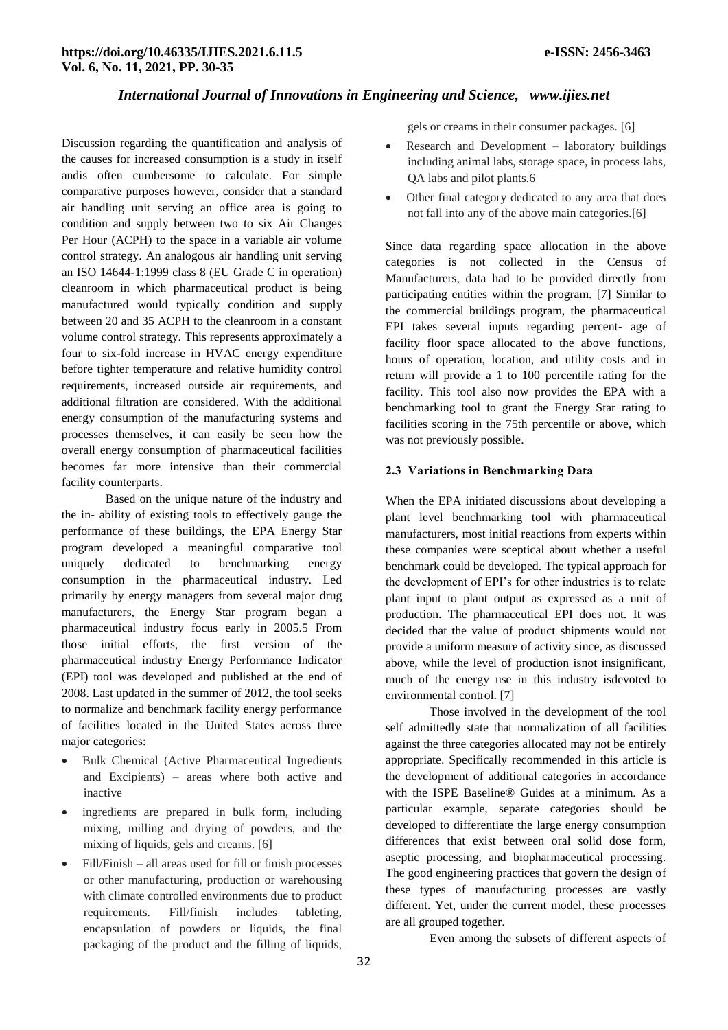Discussion regarding the quantification and analysis of the causes for increased consumption is a study in itself andis often cumbersome to calculate. For simple comparative purposes however, consider that a standard air handling unit serving an office area is going to condition and supply between two to six Air Changes Per Hour (ACPH) to the space in a variable air volume control strategy. An analogous air handling unit serving an ISO 14644-1:1999 class 8 (EU Grade C in operation) cleanroom in which pharmaceutical product is being manufactured would typically condition and supply between 20 and 35 ACPH to the cleanroom in a constant volume control strategy. This represents approximately a four to six-fold increase in HVAC energy expenditure before tighter temperature and relative humidity control requirements, increased outside air requirements, and additional filtration are considered. With the additional energy consumption of the manufacturing systems and processes themselves, it can easily be seen how the overall energy consumption of pharmaceutical facilities becomes far more intensive than their commercial facility counterparts.

Based on the unique nature of the industry and the in- ability of existing tools to effectively gauge the performance of these buildings, the EPA Energy Star program developed a meaningful comparative tool uniquely dedicated to benchmarking energy consumption in the pharmaceutical industry. Led primarily by energy managers from several major drug manufacturers, the Energy Star program began a pharmaceutical industry focus early in 2005.5 From those initial efforts, the first version of the pharmaceutical industry Energy Performance Indicator (EPI) tool was developed and published at the end of 2008. Last updated in the summer of 2012, the tool seeks to normalize and benchmark facility energy performance of facilities located in the United States across three major categories:

- Bulk Chemical (Active Pharmaceutical Ingredients and Excipients) – areas where both active and inactive
- ingredients are prepared in bulk form, including mixing, milling and drying of powders, and the mixing of liquids, gels and creams. [6]
- Fill/Finish – all areas used for fill or finish processes or other manufacturing, production or warehousing with climate controlled environments due to product requirements. Fill/finish includes tableting, encapsulation of powders or liquids, the final packaging of the product and the filling of liquids, gels or creams in their consumer packages. [6]
- Research and Development – laboratory buildings including animal labs, storage space, in process labs, QA labs and pilot plants.6
- Other final category dedicated to any area that does not fall into any of the above main categories.[6]

Since data regarding space allocation in the above categories is not collected in the Census of Manufacturers, data had to be provided directly from participating entities within the program. [7] Similar to the commercial buildings program, the pharmaceutical EPI takes several inputs regarding percent- age of facility floor space allocated to the above functions, hours of operation, location, and utility costs and in return will provide a 1 to 100 percentile rating for the facility. This tool also now provides the EPA with a benchmarking tool to grant the Energy Star rating to facilities scoring in the 75th percentile or above, which was not previously possible.

### 2.3 Variations in Benchmarking Data

When the EPA initiated discussions about developing a plant level benchmarking tool with pharmaceutical manufacturers, most initial reactions from experts within these companies were sceptical about whether a useful benchmark could be developed. The typical approach for the development of EPI's for other industries is to relate plant input to plant output as expressed as a unit of production. The pharmaceutical EPI does not. It was decided that the value of product shipments would not provide a uniform measure of activity since, as discussed above, while the level of production isnot insignificant, much of the energy use in this industry isdevoted to environmental control. [7]

Those involved in the development of the tool self admittedly state that normalization of all facilities against the three categories allocated may not be entirely appropriate. Specifically recommended in this article is the development of additional categories in accordance with the ISPE Baseline® Guides at a minimum. As a particular example, separate categories should be developed to differentiate the large energy consumption differences that exist between oral solid dose form, aseptic processing, and biopharmaceutical processing. The good engineering practices that govern the design of these types of manufacturing processes are vastly different. Yet, under the current model, these processes are all grouped together.

Even among the subsets of different aspects of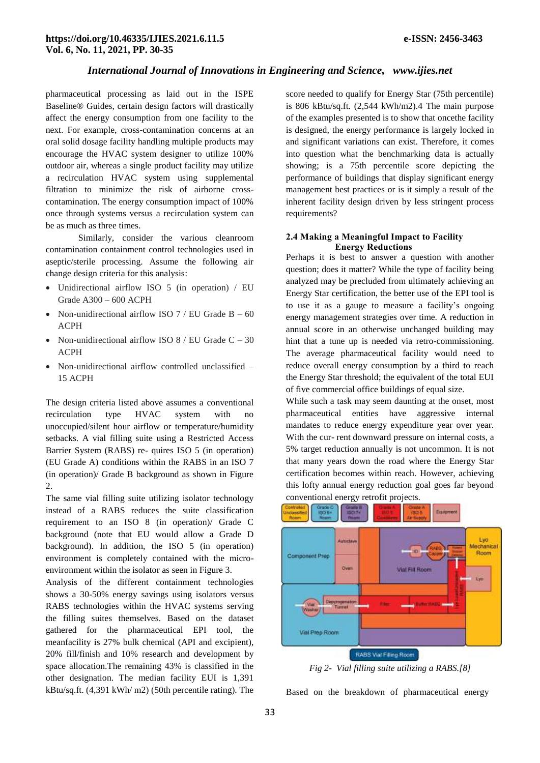pharmaceutical processing as laid out in the ISPE Baseline® Guides, certain design factors will drastically affect the energy consumption from one facility to the next. For example, cross-contamination concerns at an oral solid dosage facility handling multiple products may encourage the HVAC system designer to utilize 100% outdoor air, whereas a single product facility may utilize a recirculation HVAC system using supplemental filtration to minimize the risk of airborne cross-contamination. The energy consumption impact of 100% once through systems versus a recirculation system can be as much as three times.

Similarly, consider the various cleanroom contamination containment control technologies used in aseptic/sterile processing. Assume the following air change design criteria for this analysis:

- Unidirectional airflow ISO 5 (in operation) / EU Grade A300 – 600 ACPH
- Non-unidirectional airflow ISO 7 / EU Grade B – 60 ACPH
- Non-unidirectional airflow ISO 8 / EU Grade C – 30 ACPH
- Non-unidirectional airflow controlled unclassified – 15 ACPH

The design criteria listed above assumes a conventional recirculation type HVAC system with no unoccupied/silent hour airflow or temperature/humidity setbacks. A vial filling suite using a Restricted Access Barrier System (RABS) re- quires ISO 5 (in operation) (EU Grade A) conditions within the RABS in an ISO 7 (in operation)/ Grade B background as shown in Figure 2.

The same vial filling suite utilizing isolator technology instead of a RABS reduces the suite classification requirement to an ISO 8 (in operation)/ Grade C background (note that EU would allow a Grade D background). In addition, the ISO 5 (in operation) environment is completely contained with the micro-environment within the isolator as seen in Figure 3.

Analysis of the different containment technologies shows a 30-50% energy savings using isolators versus RABS technologies within the HVAC systems serving the filling suites themselves. Based on the dataset gathered for the pharmaceutical EPI tool, the meanfacility is 27% bulk chemical (API and excipient), 20% fill/finish and 10% research and development by space allocation.The remaining 43% is classified in the other designation. The median facility EUI is 1,391 kBtu/sq.ft. (4,391 kWh/ m2) (50th percentile rating). The score needed to qualify for Energy Star (75th percentile) is 806 kBtu/sq.ft. (2,544 kWh/m2).4 The main purpose of the examples presented is to show that oncethe facility is designed, the energy performance is largely locked in and significant variations can exist. Therefore, it comes into question what the benchmarking data is actually showing; is a 75th percentile score depicting the performance of buildings that display significant energy management best practices or is it simply a result of the inherent facility design driven by less stringent process requirements?

### 2.4 Making a Meaningful Impact to Facility Energy Reductions

Perhaps it is best to answer a question with another question; does it matter? While the type of facility being analyzed may be precluded from ultimately achieving an Energy Star certification, the better use of the EPI tool is to use it as a gauge to measure a facility's ongoing energy management strategies over time. A reduction in annual score in an otherwise unchanged building may hint that a tune up is needed via retro-commissioning. The average pharmaceutical facility would need to reduce overall energy consumption by a third to reach the Energy Star threshold; the equivalent of the total EUI of five commercial office buildings of equal size.

While such a task may seem daunting at the onset, most pharmaceutical entities have aggressive internal mandates to reduce energy expenditure year over year. With the cur- rent downward pressure on internal costs, a 5% target reduction annually is not uncommon. It is not that many years down the road where the Energy Star certification becomes within reach. However, achieving this lofty annual energy reduction goal goes far beyond conventional energy retrofit projects.

*Fig 2- Vial filling suite utilizing a RABS.[8]*

Based on the breakdown of pharmaceutical energy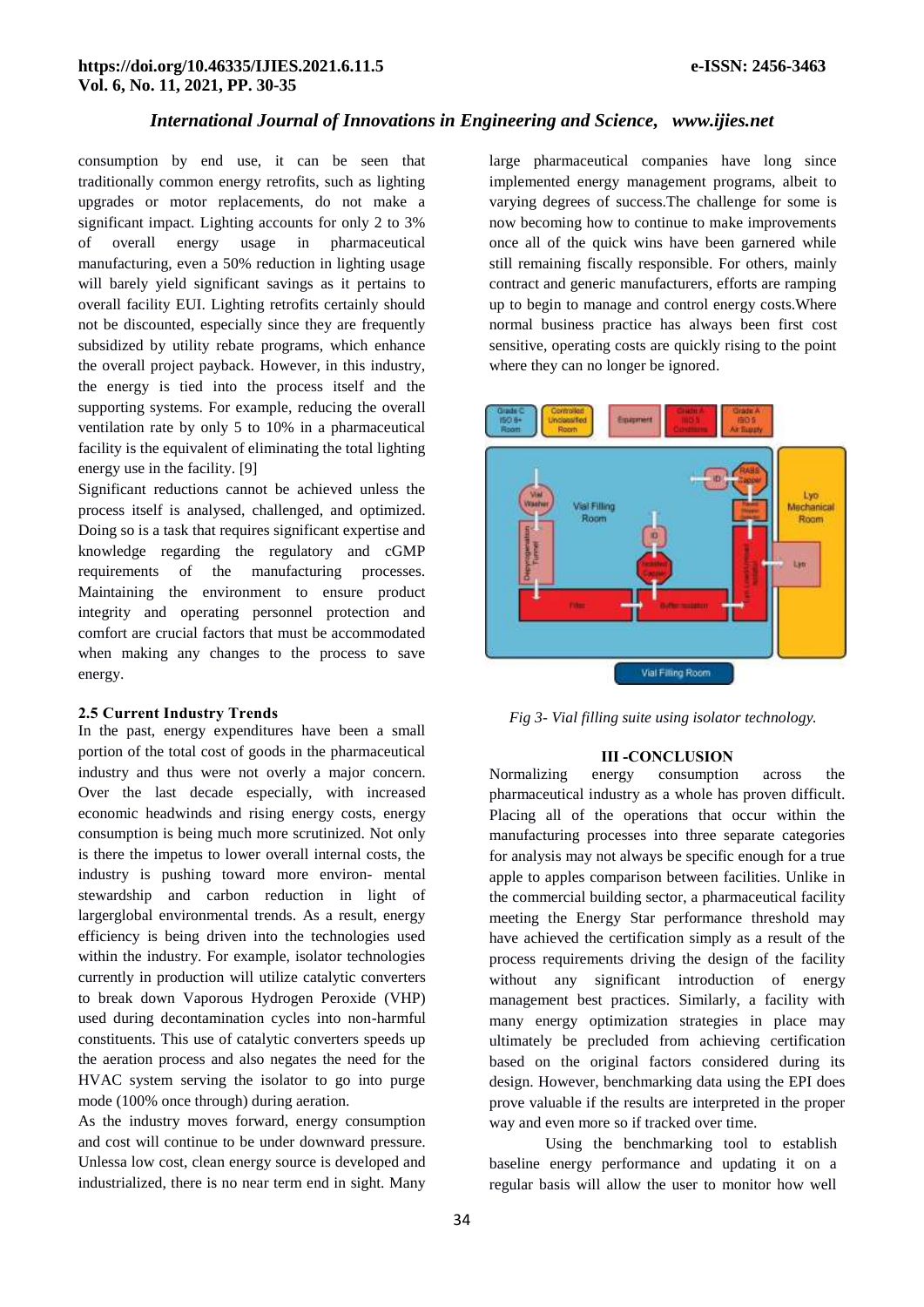consumption by end use, it can be seen that traditionally common energy retrofits, such as lighting upgrades or motor replacements, do not make a significant impact. Lighting accounts for only 2 to 3% of overall energy usage in pharmaceutical manufacturing, even a 50% reduction in lighting usage will barely yield significant savings as it pertains to overall facility EUI. Lighting retrofits certainly should not be discounted, especially since they are frequently subsidized by utility rebate programs, which enhance the overall project payback. However, in this industry, the energy is tied into the process itself and the supporting systems. For example, reducing the overall ventilation rate by only 5 to 10% in a pharmaceutical facility is the equivalent of eliminating the total lighting energy use in the facility. [9]

Significant reductions cannot be achieved unless the process itself is analysed, challenged, and optimized. Doing so is a task that requires significant expertise and knowledge regarding the regulatory and cGMP requirements of the manufacturing processes. Maintaining the environment to ensure product integrity and operating personnel protection and comfort are crucial factors that must be accommodated when making any changes to the process to save energy.

### 2.5 Current Industry Trends

In the past, energy expenditures have been a small portion of the total cost of goods in the pharmaceutical industry and thus were not overly a major concern. Over the last decade especially, with increased economic headwinds and rising energy costs, energy consumption is being much more scrutinized. Not only is there the impetus to lower overall internal costs, the industry is pushing toward more environ- mental stewardship and carbon reduction in light of largerglobal environmental trends. As a result, energy efficiency is being driven into the technologies used within the industry. For example, isolator technologies currently in production will utilize catalytic converters to break down Vaporous Hydrogen Peroxide (VHP) used during decontamination cycles into non-harmful constituents. This use of catalytic converters speeds up the aeration process and also negates the need for the HVAC system serving the isolator to go into purge mode (100% once through) during aeration.

As the industry moves forward, energy consumption and cost will continue to be under downward pressure. Unlessa low cost, clean energy source is developed and industrialized, there is no near term end in sight. Many large pharmaceutical companies have long since implemented energy management programs, albeit to varying degrees of success.The challenge for some is now becoming how to continue to make improvements once all of the quick wins have been garnered while still remaining fiscally responsible. For others, mainly contract and generic manufacturers, efforts are ramping up to begin to manage and control energy costs.Where normal business practice has always been first cost sensitive, operating costs are quickly rising to the point where they can no longer be ignored.

*Fig 3- Vial filling suite using isolator technology.*

## III -CONCLUSION

Normalizing energy consumption across the pharmaceutical industry as a whole has proven difficult. Placing all of the operations that occur within the manufacturing processes into three separate categories for analysis may not always be specific enough for a true apple to apples comparison between facilities. Unlike in the commercial building sector, a pharmaceutical facility meeting the Energy Star performance threshold may have achieved the certification simply as a result of the process requirements driving the design of the facility without any significant introduction of energy management best practices. Similarly, a facility with many energy optimization strategies in place may ultimately be precluded from achieving certification based on the original factors considered during its design. However, benchmarking data using the EPI does prove valuable if the results are interpreted in the proper way and even more so if tracked over time.

Using the benchmarking tool to establish baseline energy performance and updating it on a regular basis will allow the user to monitor how well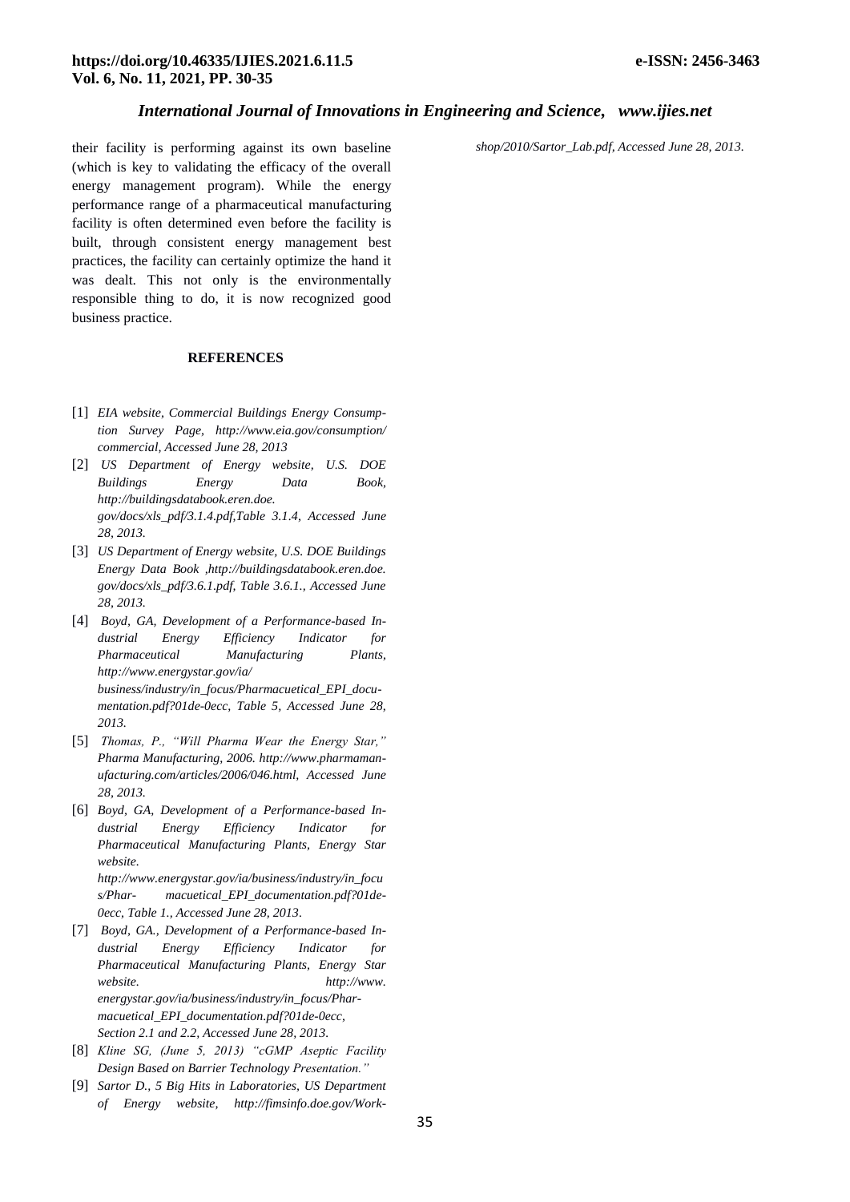their facility is performing against its own baseline (which is key to validating the efficacy of the overall energy management program). While the energy performance range of a pharmaceutical manufacturing facility is often determined even before the facility is built, through consistent energy management best practices, the facility can certainly optimize the hand it was dealt. This not only is the environmentally responsible thing to do, it is now recognized good business practice.

## REFERENCES

[1] *EIA website, Commercial Buildings Energy Consumption Survey Page, http://www.eia.gov/consumption/ commercial, Accessed June 28, 2013*

[2] *US Department of Energy website, U.S. DOE Buildings Energy Data Book, http://buildingsdatabook.eren.doe. gov/docs/xls_pdf/3.1.4.pdf,Table 3.1.4, Accessed June 28, 2013.*

[3] *US Department of Energy website, U.S. DOE Buildings Energy Data Book ,http://buildingsdatabook.eren.doe. gov/docs/xls_pdf/3.6.1.pdf, Table 3.6.1., Accessed June 28, 2013.*

[4] *Boyd, GA, Development of a Performance-based Industrial Energy Efficiency Indicator for Pharmaceutical Manufacturing Plants, http://www.energystar.gov/ia/ business/industry/in_focus/Pharmacuetical_EPI_documentation.pdf?01de-0ecc, Table 5, Accessed June 28, 2013.*

[5] *Thomas, P., "Will Pharma Wear the Energy Star," Pharma Manufacturing, 2006. http://www.pharmamanufacturing.com/articles/2006/046.html, Accessed June 28, 2013.*

[6] *Boyd, GA, Development of a Performance-based Industrial Energy Efficiency Indicator for Pharmaceutical Manufacturing Plants, Energy Star website. http://www.energystar.gov/ia/business/industry/in_focus/Phar- macuetical_EPI_documentation.pdf?01de-0ecc, Table 1., Accessed June 28, 2013.*

[7] *Boyd, GA., Development of a Performance-based Industrial Energy Efficiency Indicator for Pharmaceutical Manufacturing Plants, Energy Star website. http://www. energystar.gov/ia/business/industry/in_focus/Pharmacuetical_EPI_documentation.pdf?01de-0ecc, Section 2.1 and 2.2, Accessed June 28, 2013.*

[8] *Kline SG, (June 5, 2013) "cGMP Aseptic Facility Design Based on Barrier Technology Presentation."*

[9] *Sartor D., 5 Big Hits in Laboratories, US Department of Energy website, http://fimsinfo.doe.gov/Workshop/2010/Sartor_Lab.pdf, Accessed June 28, 2013.*